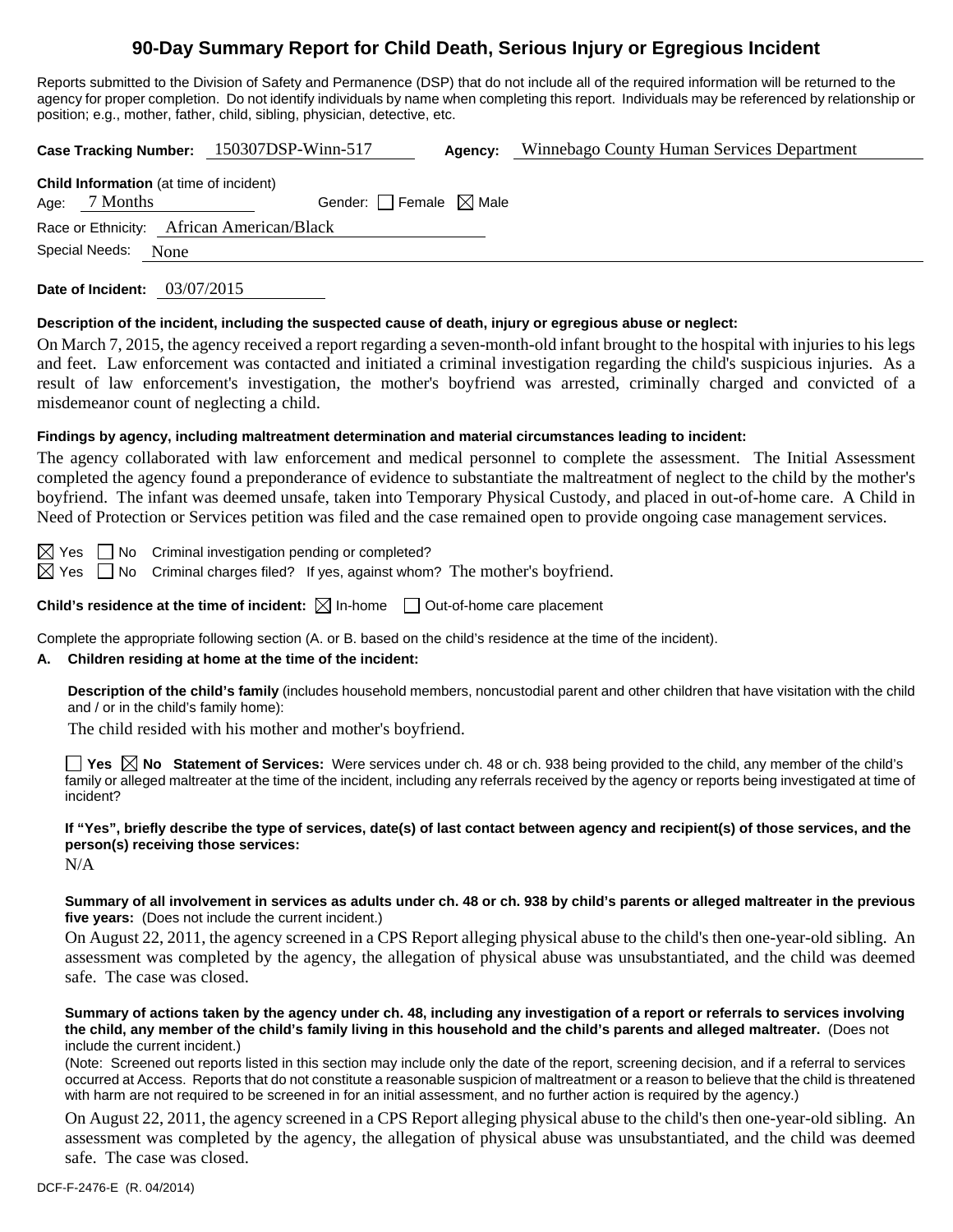# 90-Day Summary Report for Child Death, Serious Injury or Egregious Incident

Reports submitted to the Division of Safety and Permanence (DSP) that do not include all of the required information will be returned to the agency for proper completion. Do not identify individuals by name when completing this report. Individuals may be referenced by relationship or position; e.g., mother, father, child, sibling, physician, detective, etc.

**Case Tracking Number:** 150307DSP-Winn-517 **Agency:** Winnebago County Human Services Department

**Child Information** (at time of incident)

Age: 7 Months Gender: ☐ Female ☒ Male

Race or Ethnicity: African American/Black

Special Needs: None

**Date of Incident:** 03/07/2015

**Description of the incident, including the suspected cause of death, injury or egregious abuse or neglect:**

On March 7, 2015, the agency received a report regarding a seven-month-old infant brought to the hospital with injuries to his legs and feet. Law enforcement was contacted and initiated a criminal investigation regarding the child's suspicious injuries. As a result of law enforcement's investigation, the mother's boyfriend was arrested, criminally charged and convicted of a misdemeanor count of neglecting a child.

**Findings by agency, including maltreatment determination and material circumstances leading to incident:**

The agency collaborated with law enforcement and medical personnel to complete the assessment. The Initial Assessment completed the agency found a preponderance of evidence to substantiate the maltreatment of neglect to the child by the mother's boyfriend. The infant was deemed unsafe, taken into Temporary Physical Custody, and placed in out-of-home care. A Child in Need of Protection or Services petition was filed and the case remained open to provide ongoing case management services.

☒ Yes ☐ No Criminal investigation pending or completed?

☒ Yes ☐ No Criminal charges filed? If yes, against whom? The mother's boyfriend.

**Child's residence at the time of incident:** ☒ In-home ☐ Out-of-home care placement

Complete the appropriate following section (A. or B. based on the child's residence at the time of the incident).

**A. Children residing at home at the time of the incident:**

**Description of the child's family** (includes household members, noncustodial parent and other children that have visitation with the child and / or in the child's family home):

The child resided with his mother and mother's boyfriend.

☐ **Yes** ☒ **No Statement of Services:** Were services under ch. 48 or ch. 938 being provided to the child, any member of the child's family or alleged maltreater at the time of the incident, including any referrals received by the agency or reports being investigated at time of incident?

**If "Yes", briefly describe the type of services, date(s) of last contact between agency and recipient(s) of those services, and the person(s) receiving those services:**

N/A

**Summary of all involvement in services as adults under ch. 48 or ch. 938 by child's parents or alleged maltreater in the previous five years:** (Does not include the current incident.)

On August 22, 2011, the agency screened in a CPS Report alleging physical abuse to the child's then one-year-old sibling. An assessment was completed by the agency, the allegation of physical abuse was unsubstantiated, and the child was deemed safe. The case was closed.

**Summary of actions taken by the agency under ch. 48, including any investigation of a report or referrals to services involving the child, any member of the child's family living in this household and the child's parents and alleged maltreater.** (Does not include the current incident.)

(Note: Screened out reports listed in this section may include only the date of the report, screening decision, and if a referral to services occurred at Access. Reports that do not constitute a reasonable suspicion of maltreatment or a reason to believe that the child is threatened with harm are not required to be screened in for an initial assessment, and no further action is required by the agency.)

On August 22, 2011, the agency screened in a CPS Report alleging physical abuse to the child's then one-year-old sibling. An assessment was completed by the agency, the allegation of physical abuse was unsubstantiated, and the child was deemed safe. The case was closed.

DCF-F-2476-E (R. 04/2014)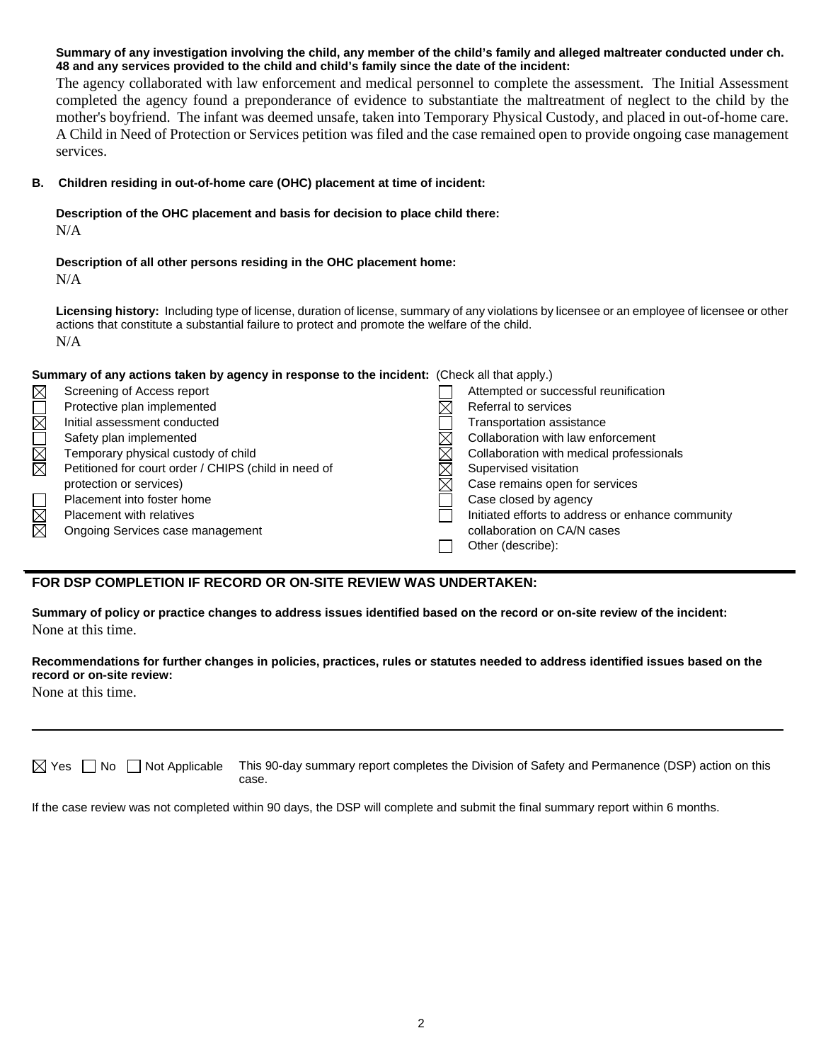**Summary of any investigation involving the child, any member of the child's family and alleged maltreater conducted under ch. 48 and any services provided to the child and child's family since the date of the incident:**

The agency collaborated with law enforcement and medical personnel to complete the assessment. The Initial Assessment completed the agency found a preponderance of evidence to substantiate the maltreatment of neglect to the child by the mother's boyfriend. The infant was deemed unsafe, taken into Temporary Physical Custody, and placed in out-of-home care. A Child in Need of Protection or Services petition was filed and the case remained open to provide ongoing case management services.

**B. Children residing in out-of-home care (OHC) placement at time of incident:**

**Description of the OHC placement and basis for decision to place child there:**
N/A

**Description of all other persons residing in the OHC placement home:**
N/A

**Licensing history:** Including type of license, duration of license, summary of any violations by licensee or an employee of licensee or other actions that constitute a substantial failure to protect and promote the welfare of the child.
N/A

**Summary of any actions taken by agency in response to the incident:** (Check all that apply.)

- ☒ Screening of Access report
- ☐ Protective plan implemented
- ☒ Initial assessment conducted
- ☐ Safety plan implemented
- ☒ Temporary physical custody of child
- ☒ Petitioned for court order / CHIPS (child in need of protection or services)
- ☐ Placement into foster home
- ☒ Placement with relatives
- ☒ Ongoing Services case management
- ☐ Attempted or successful reunification
- ☒ Referral to services
- ☐ Transportation assistance
- ☒ Collaboration with law enforcement
- ☒ Collaboration with medical professionals
- ☒ Supervised visitation
- ☒ Case remains open for services
- ☐ Case closed by agency
- ☐ Initiated efforts to address or enhance community collaboration on CA/N cases
- ☐ Other (describe):

## FOR DSP COMPLETION IF RECORD OR ON-SITE REVIEW WAS UNDERTAKEN:

**Summary of policy or practice changes to address issues identified based on the record or on-site review of the incident:**
None at this time.

**Recommendations for further changes in policies, practices, rules or statutes needed to address identified issues based on the record or on-site review:**
None at this time.

☒ Yes ☐ No ☐ Not Applicable This 90-day summary report completes the Division of Safety and Permanence (DSP) action on this case.

If the case review was not completed within 90 days, the DSP will complete and submit the final summary report within 6 months.